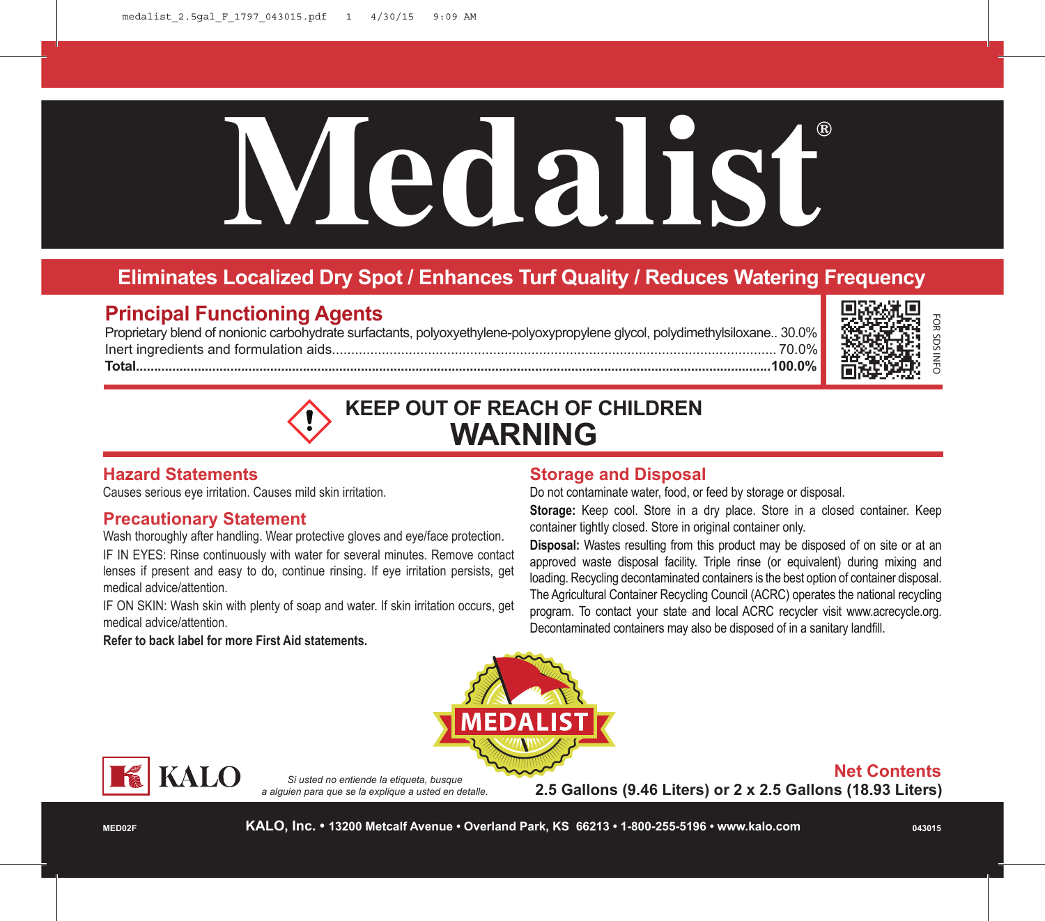# Medalist®

**Eliminates Localized Dry Spot / Enhances Turf Quality / Reduces Watering Frequency**

## Principal Functioning Agents

| | |
|---|---|
| Proprietary blend of nonionic carbohydrate surfactants, polyoxyethylene-polyoxypropylene glycol, polydimethylsiloxane. | 30.0% |
| Inert ingredients and formulation aids | 70.0% |
| **Total** | **100.0%** |

FOR SDS INFO

## KEEP OUT OF REACH OF CHILDREN

# WARNING

## Hazard Statements

Causes serious eye irritation. Causes mild skin irritation.

## Precautionary Statement

Wash thoroughly after handling. Wear protective gloves and eye/face protection.

IF IN EYES: Rinse continuously with water for several minutes. Remove contact lenses if present and easy to do, continue rinsing. If eye irritation persists, get medical advice/attention.

IF ON SKIN: Wash skin with plenty of soap and water. If skin irritation occurs, get medical advice/attention.

**Refer to back label for more First Aid statements.**

## Storage and Disposal

Do not contaminate water, food, or feed by storage or disposal.

**Storage:** Keep cool. Store in a dry place. Store in a closed container. Keep container tightly closed. Store in original container only.

**Disposal:** Wastes resulting from this product may be disposed of on site or at an approved waste disposal facility. Triple rinse (or equivalent) during mixing and loading. Recycling decontaminated containers is the best option of container disposal. The Agricultural Container Recycling Council (ACRC) operates the national recycling program. To contact your state and local ACRC recycler visit www.acrecycle.org. Decontaminated containers may also be disposed of in a sanitary landfill.

MEDALIST

KALO

*Si usted no entiende la etiqueta, busque a alguien para que se la explique a usted en detalle.*

**Net Contents**

**2.5 Gallons (9.46 Liters) or 2 x 2.5 Gallons (18.93 Liters)**

MED02F

**KALO, Inc. • 13200 Metcalf Avenue • Overland Park, KS 66213 • 1-800-255-5196 • www.kalo.com**

043015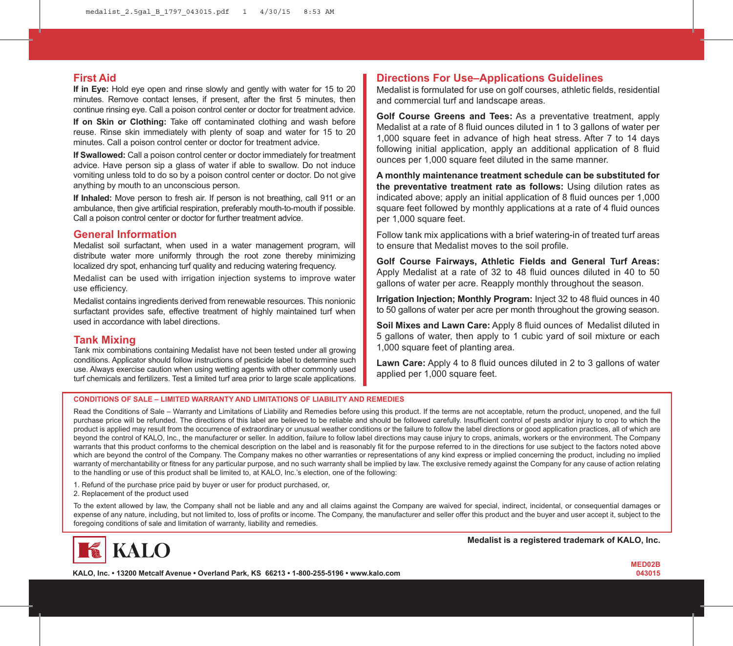## First Aid

**If in Eye:** Hold eye open and rinse slowly and gently with water for 15 to 20 minutes. Remove contact lenses, if present, after the first 5 minutes, then continue rinsing eye. Call a poison control center or doctor for treatment advice.

**If on Skin or Clothing:** Take off contaminated clothing and wash before reuse. Rinse skin immediately with plenty of soap and water for 15 to 20 minutes. Call a poison control center or doctor for treatment advice.

**If Swallowed:** Call a poison control center or doctor immediately for treatment advice. Have person sip a glass of water if able to swallow. Do not induce vomiting unless told to do so by a poison control center or doctor. Do not give anything by mouth to an unconscious person.

**If Inhaled:** Move person to fresh air. If person is not breathing, call 911 or an ambulance, then give artificial respiration, preferably mouth-to-mouth if possible. Call a poison control center or doctor for further treatment advice.

## General Information

Medalist soil surfactant, when used in a water management program, will distribute water more uniformly through the root zone thereby minimizing localized dry spot, enhancing turf quality and reducing watering frequency.

Medalist can be used with irrigation injection systems to improve water use efficiency.

Medalist contains ingredients derived from renewable resources. This nonionic surfactant provides safe, effective treatment of highly maintained turf when used in accordance with label directions.

## Tank Mixing

Tank mix combinations containing Medalist have not been tested under all growing conditions. Applicator should follow instructions of pesticide label to determine such use. Always exercise caution when using wetting agents with other commonly used turf chemicals and fertilizers. Test a limited turf area prior to large scale applications.

## Directions For Use–Applications Guidelines

Medalist is formulated for use on golf courses, athletic fields, residential and commercial turf and landscape areas.

**Golf Course Greens and Tees:** As a preventative treatment, apply Medalist at a rate of 8 fluid ounces diluted in 1 to 3 gallons of water per 1,000 square feet in advance of high heat stress. After 7 to 14 days following initial application, apply an additional application of 8 fluid ounces per 1,000 square feet diluted in the same manner.

**A monthly maintenance treatment schedule can be substituted for the preventative treatment rate as follows:** Using dilution rates as indicated above; apply an initial application of 8 fluid ounces per 1,000 square feet followed by monthly applications at a rate of 4 fluid ounces per 1,000 square feet.

Follow tank mix applications with a brief watering-in of treated turf areas to ensure that Medalist moves to the soil profile.

**Golf Course Fairways, Athletic Fields and General Turf Areas:** Apply Medalist at a rate of 32 to 48 fluid ounces diluted in 40 to 50 gallons of water per acre. Reapply monthly throughout the season.

**Irrigation Injection; Monthly Program:** Inject 32 to 48 fluid ounces in 40 to 50 gallons of water per acre per month throughout the growing season.

**Soil Mixes and Lawn Care:** Apply 8 fluid ounces of Medalist diluted in 5 gallons of water, then apply to 1 cubic yard of soil mixture or each 1,000 square feet of planting area.

**Lawn Care:** Apply 4 to 8 fluid ounces diluted in 2 to 3 gallons of water applied per 1,000 square feet.

### CONDITIONS OF SALE – LIMITED WARRANTY AND LIMITATIONS OF LIABILITY AND REMEDIES

Read the Conditions of Sale – Warranty and Limitations of Liability and Remedies before using this product. If the terms are not acceptable, return the product, unopened, and the full purchase price will be refunded. The directions of this label are believed to be reliable and should be followed carefully. Insufficient control of pests and/or injury to crop to which the product is applied may result from the occurrence of extraordinary or unusual weather conditions or the failure to follow the label directions or good application practices, all of which are beyond the control of KALO, Inc., the manufacturer or seller. In addition, failure to follow label directions may cause injury to crops, animals, workers or the environment. The Company warrants that this product conforms to the chemical description on the label and is reasonably fit for the purpose referred to in the directions for use subject to the factors noted above which are beyond the control of the Company. The Company makes no other warranties or representations of any kind express or implied concerning the product, including no implied warranty of merchantability or fitness for any particular purpose, and no such warranty shall be implied by law. The exclusive remedy against the Company for any cause of action relating to the handling or use of this product shall be limited to, at KALO, Inc.'s election, one of the following:

1. Refund of the purchase price paid by buyer or user for product purchased, or,
2. Replacement of the product used

To the extent allowed by law, the Company shall not be liable and any and all claims against the Company are waived for special, indirect, incidental, or consequential damages or expense of any nature, including, but not limited to, loss of profits or income. The Company, the manufacturer and seller offer this product and the buyer and user accept it, subject to the foregoing conditions of sale and limitation of warranty, liability and remedies.

KALO

**Medalist is a registered trademark of KALO, Inc.**

**KALO, Inc. • 13200 Metcalf Avenue • Overland Park, KS 66213 • 1-800-255-5196 • www.kalo.com**

**MED02B**
**043015**